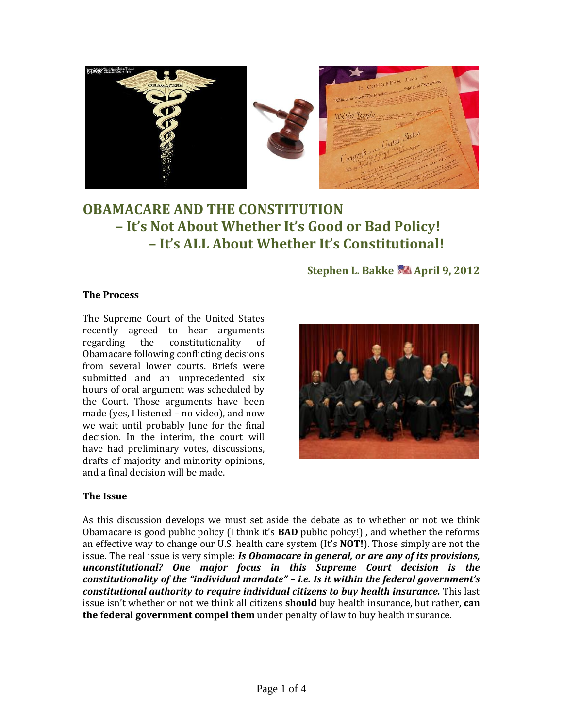# OBAMACARE AND THE CONSTITUTION
## – It's Not About Whether It's Good or Bad Policy!
## – It's ALL About Whether It's Constitutional!

**Stephen L. Bakke 🇺🇸 April 9, 2012**

**The Process**

The Supreme Court of the United States recently agreed to hear arguments regarding the constitutionality of Obamacare following conflicting decisions from several lower courts. Briefs were submitted and an unprecedented six hours of oral argument was scheduled by the Court. Those arguments have been made (yes, I listened – no video), and now we wait until probably June for the final decision. In the interim, the court will have had preliminary votes, discussions, drafts of majority and minority opinions, and a final decision will be made.

**The Issue**

As this discussion develops we must set aside the debate as to whether or not we think Obamacare is good public policy (I think it's **BAD** public policy!) , and whether the reforms an effective way to change our U.S. health care system (It's **NOT!**). Those simply are not the issue. The real issue is very simple: ***Is Obamacare in general, or are any of its provisions, unconstitutional? One major focus in this Supreme Court decision is the constitutionality of the "individual mandate" – i.e. Is it within the federal government's constitutional authority to require individual citizens to buy health insurance.*** This last issue isn't whether or not we think all citizens **should** buy health insurance, but rather, **can the federal government compel them** under penalty of law to buy health insurance.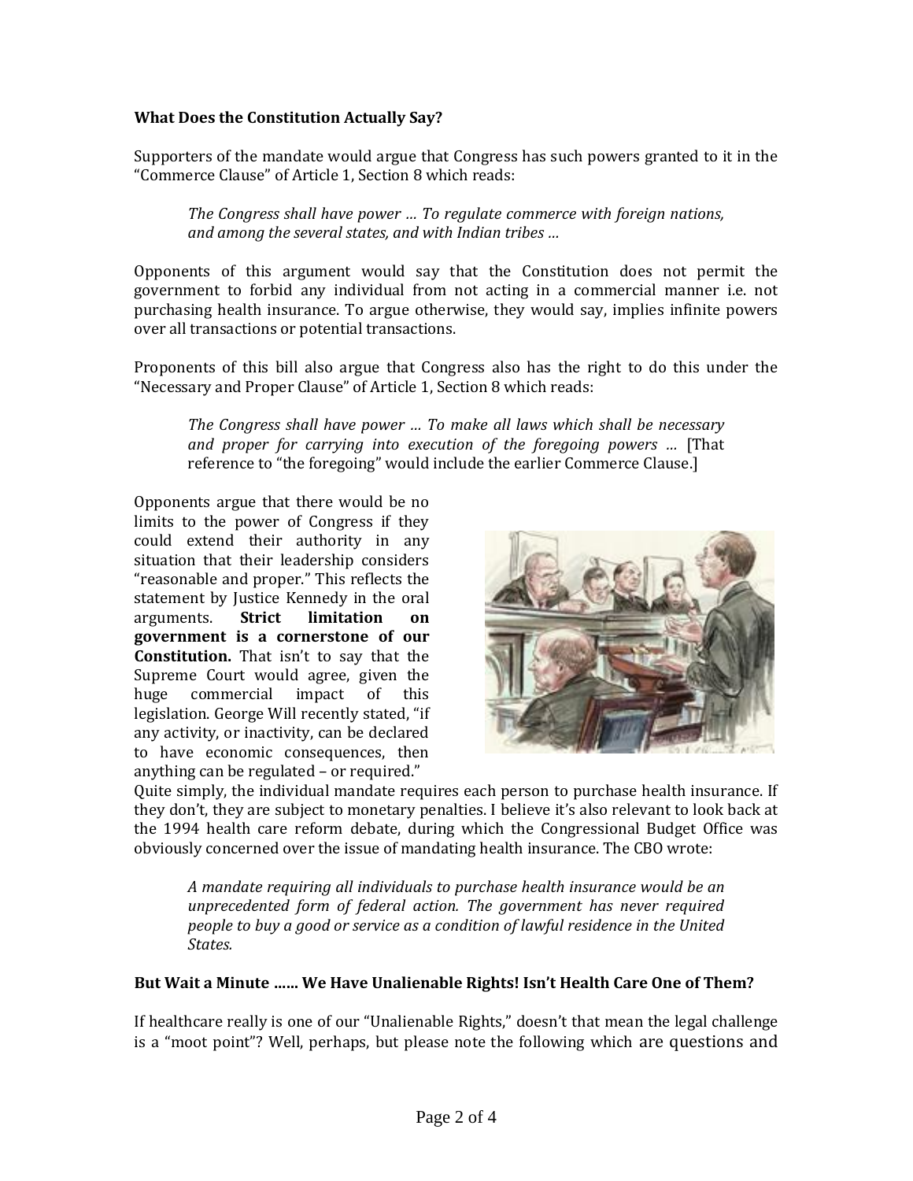**What Does the Constitution Actually Say?**

Supporters of the mandate would argue that Congress has such powers granted to it in the "Commerce Clause" of Article 1, Section 8 which reads:

> *The Congress shall have power … To regulate commerce with foreign nations, and among the several states, and with Indian tribes …*

Opponents of this argument would say that the Constitution does not permit the government to forbid any individual from not acting in a commercial manner i.e. not purchasing health insurance. To argue otherwise, they would say, implies infinite powers over all transactions or potential transactions.

Proponents of this bill also argue that Congress also has the right to do this under the "Necessary and Proper Clause" of Article 1, Section 8 which reads:

> *The Congress shall have power … To make all laws which shall be necessary and proper for carrying into execution of the foregoing powers …* [That reference to "the foregoing" would include the earlier Commerce Clause.]

Opponents argue that there would be no limits to the power of Congress if they could extend their authority in any situation that their leadership considers "reasonable and proper." This reflects the statement by Justice Kennedy in the oral arguments. **Strict limitation on government is a cornerstone of our Constitution.** That isn't to say that the Supreme Court would agree, given the huge commercial impact of this legislation. George Will recently stated, "if any activity, or inactivity, can be declared to have economic consequences, then anything can be regulated – or required." Quite simply, the individual mandate requires each person to purchase health insurance. If they don't, they are subject to monetary penalties. I believe it's also relevant to look back at the 1994 health care reform debate, during which the Congressional Budget Office was obviously concerned over the issue of mandating health insurance. The CBO wrote:

> *A mandate requiring all individuals to purchase health insurance would be an unprecedented form of federal action. The government has never required people to buy a good or service as a condition of lawful residence in the United States.*

**But Wait a Minute …… We Have Unalienable Rights! Isn't Health Care One of Them?**

If healthcare really is one of our "Unalienable Rights," doesn't that mean the legal challenge is a "moot point"? Well, perhaps, but please note the following which are questions and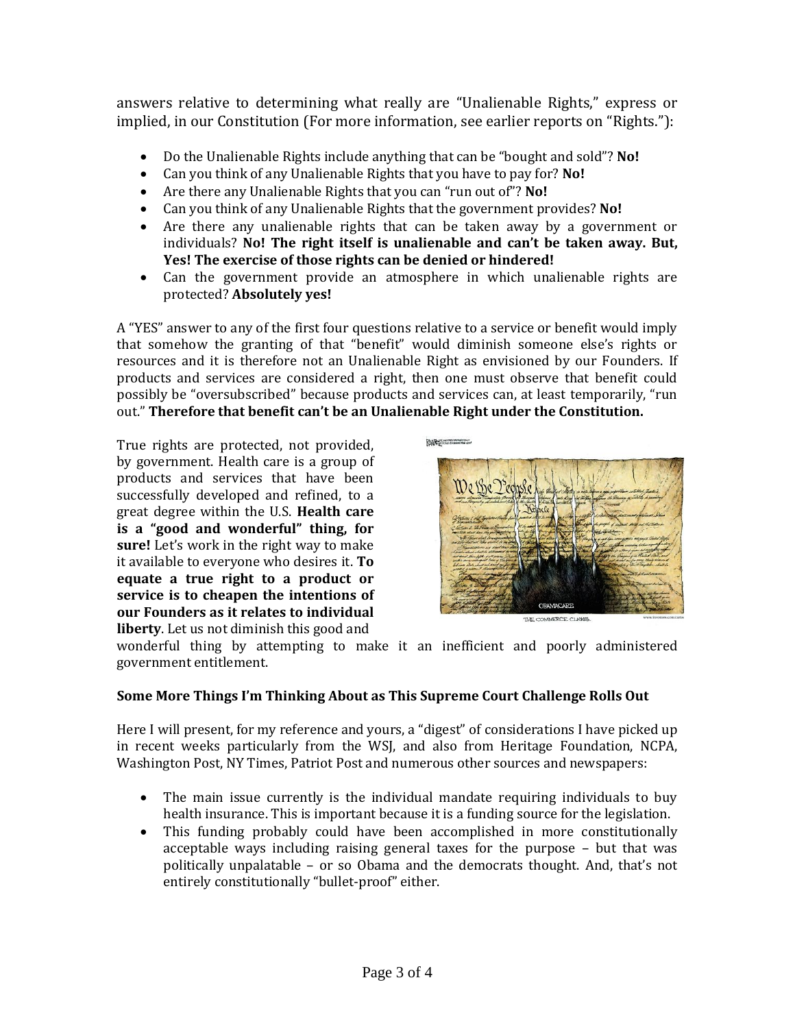answers relative to determining what really are "Unalienable Rights," express or implied, in our Constitution (For more information, see earlier reports on "Rights."):

- Do the Unalienable Rights include anything that can be "bought and sold"? **No!**
- Can you think of any Unalienable Rights that you have to pay for? **No!**
- Are there any Unalienable Rights that you can "run out of"? **No!**
- Can you think of any Unalienable Rights that the government provides? **No!**
- Are there any unalienable rights that can be taken away by a government or individuals? **No! The right itself is unalienable and can't be taken away. But, Yes! The exercise of those rights can be denied or hindered!**
- Can the government provide an atmosphere in which unalienable rights are protected? **Absolutely yes!**

A "YES" answer to any of the first four questions relative to a service or benefit would imply that somehow the granting of that "benefit" would diminish someone else's rights or resources and it is therefore not an Unalienable Right as envisioned by our Founders. If products and services are considered a right, then one must observe that benefit could possibly be "oversubscribed" because products and services can, at least temporarily, "run out." **Therefore that benefit can't be an Unalienable Right under the Constitution.**

True rights are protected, not provided, by government. Health care is a group of products and services that have been successfully developed and refined, to a great degree within the U.S. **Health care is a "good and wonderful" thing, for sure!** Let's work in the right way to make it available to everyone who desires it. **To equate a true right to a product or service is to cheapen the intentions of our Founders as it relates to individual liberty**. Let us not diminish this good and wonderful thing by attempting to make it an inefficient and poorly administered government entitlement.

**Some More Things I'm Thinking About as This Supreme Court Challenge Rolls Out**

Here I will present, for my reference and yours, a "digest" of considerations I have picked up in recent weeks particularly from the WSJ, and also from Heritage Foundation, NCPA, Washington Post, NY Times, Patriot Post and numerous other sources and newspapers:

- The main issue currently is the individual mandate requiring individuals to buy health insurance. This is important because it is a funding source for the legislation.
- This funding probably could have been accomplished in more constitutionally acceptable ways including raising general taxes for the purpose – but that was politically unpalatable – or so Obama and the democrats thought. And, that's not entirely constitutionally "bullet-proof" either.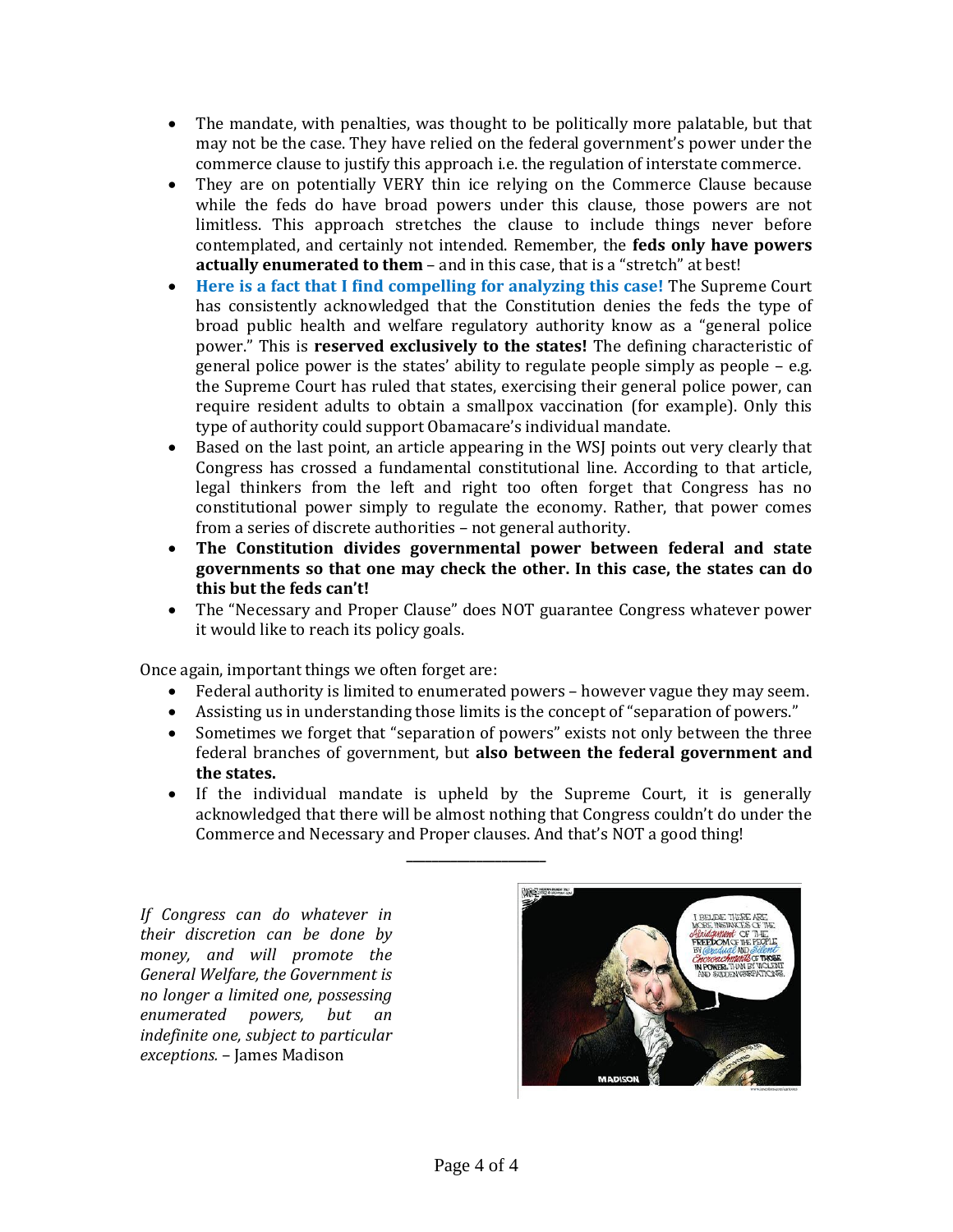- The mandate, with penalties, was thought to be politically more palatable, but that may not be the case. They have relied on the federal government's power under the commerce clause to justify this approach i.e. the regulation of interstate commerce.
- They are on potentially VERY thin ice relying on the Commerce Clause because while the feds do have broad powers under this clause, those powers are not limitless. This approach stretches the clause to include things never before contemplated, and certainly not intended. Remember, the **feds only have powers actually enumerated to them** – and in this case, that is a "stretch" at best!
- **Here is a fact that I find compelling for analyzing this case!** The Supreme Court has consistently acknowledged that the Constitution denies the feds the type of broad public health and welfare regulatory authority know as a "general police power." This is **reserved exclusively to the states!** The defining characteristic of general police power is the states' ability to regulate people simply as people – e.g. the Supreme Court has ruled that states, exercising their general police power, can require resident adults to obtain a smallpox vaccination (for example). Only this type of authority could support Obamacare's individual mandate.
- Based on the last point, an article appearing in the WSJ points out very clearly that Congress has crossed a fundamental constitutional line. According to that article, legal thinkers from the left and right too often forget that Congress has no constitutional power simply to regulate the economy. Rather, that power comes from a series of discrete authorities – not general authority.
- **The Constitution divides governmental power between federal and state governments so that one may check the other. In this case, the states can do this but the feds can't!**
- The "Necessary and Proper Clause" does NOT guarantee Congress whatever power it would like to reach its policy goals.

Once again, important things we often forget are:

- Federal authority is limited to enumerated powers – however vague they may seem.
- Assisting us in understanding those limits is the concept of "separation of powers."
- Sometimes we forget that "separation of powers" exists not only between the three federal branches of government, but **also between the federal government and the states.**
- If the individual mandate is upheld by the Supreme Court, it is generally acknowledged that there will be almost nothing that Congress couldn't do under the Commerce and Necessary and Proper clauses. And that's NOT a good thing!

---

*If Congress can do whatever in their discretion can be done by money, and will promote the General Welfare, the Government is no longer a limited one, possessing enumerated powers, but an indefinite one, subject to particular exceptions.* – James Madison